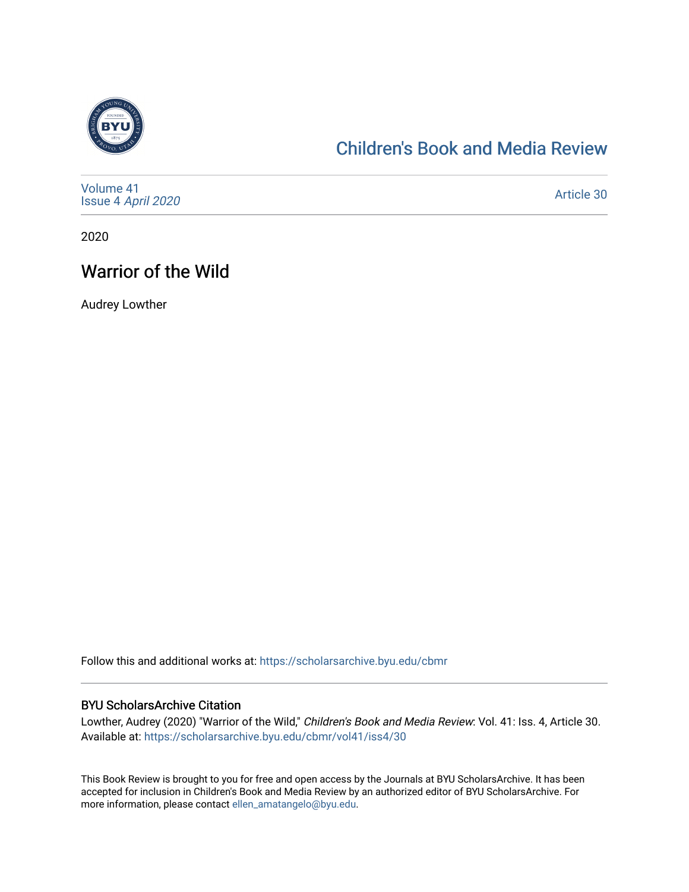# Children's Book and Media Review

Volume 41
Issue 4 *April 2020*

Article 30

2020

## Warrior of the Wild

Audrey Lowther

Follow this and additional works at: https://scholarsarchive.byu.edu/cbmr

### BYU ScholarsArchive Citation

Lowther, Audrey (2020) "Warrior of the Wild," *Children's Book and Media Review*: Vol. 41: Iss. 4, Article 30.
Available at: https://scholarsarchive.byu.edu/cbmr/vol41/iss4/30

This Book Review is brought to you for free and open access by the Journals at BYU ScholarsArchive. It has been accepted for inclusion in Children's Book and Media Review by an authorized editor of BYU ScholarsArchive. For more information, please contact ellen_amatangelo@byu.edu.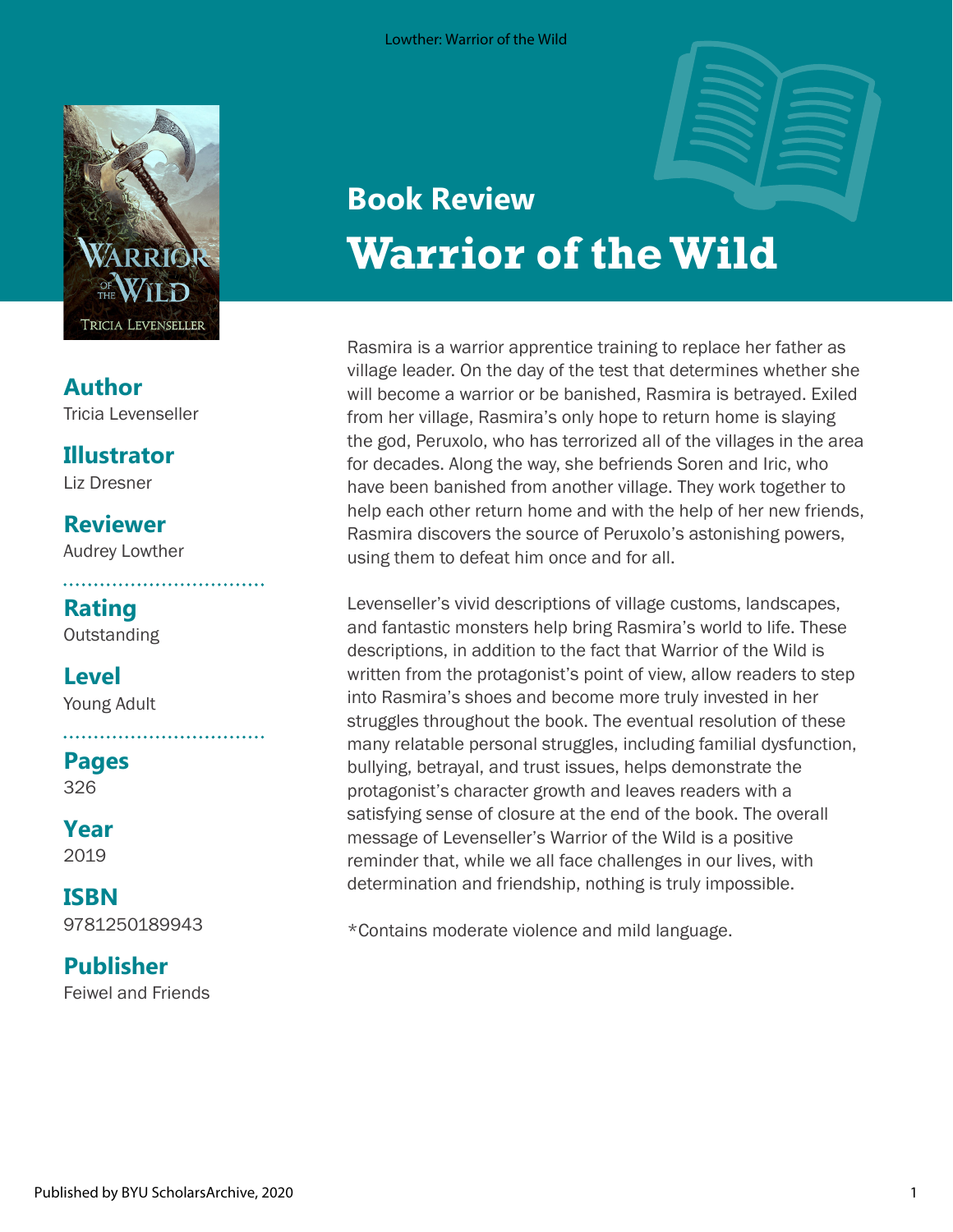## Book Review

# Warrior of the Wild

**Author**
Tricia Levenseller

**Illustrator**
Liz Dresner

**Reviewer**
Audrey Lowther

**Rating**
Outstanding

**Level**
Young Adult

**Pages**
326

**Year**
2019

**ISBN**
9781250189943

**Publisher**
Feiwel and Friends

Rasmira is a warrior apprentice training to replace her father as village leader. On the day of the test that determines whether she will become a warrior or be banished, Rasmira is betrayed. Exiled from her village, Rasmira's only hope to return home is slaying the god, Peruxolo, who has terrorized all of the villages in the area for decades. Along the way, she befriends Soren and Iric, who have been banished from another village. They work together to help each other return home and with the help of her new friends, Rasmira discovers the source of Peruxolo's astonishing powers, using them to defeat him once and for all.

Levenseller's vivid descriptions of village customs, landscapes, and fantastic monsters help bring Rasmira's world to life. These descriptions, in addition to the fact that Warrior of the Wild is written from the protagonist's point of view, allow readers to step into Rasmira's shoes and become more truly invested in her struggles throughout the book. The eventual resolution of these many relatable personal struggles, including familial dysfunction, bullying, betrayal, and trust issues, helps demonstrate the protagonist's character growth and leaves readers with a satisfying sense of closure at the end of the book. The overall message of Levenseller's Warrior of the Wild is a positive reminder that, while we all face challenges in our lives, with determination and friendship, nothing is truly impossible.

*Contains moderate violence and mild language.